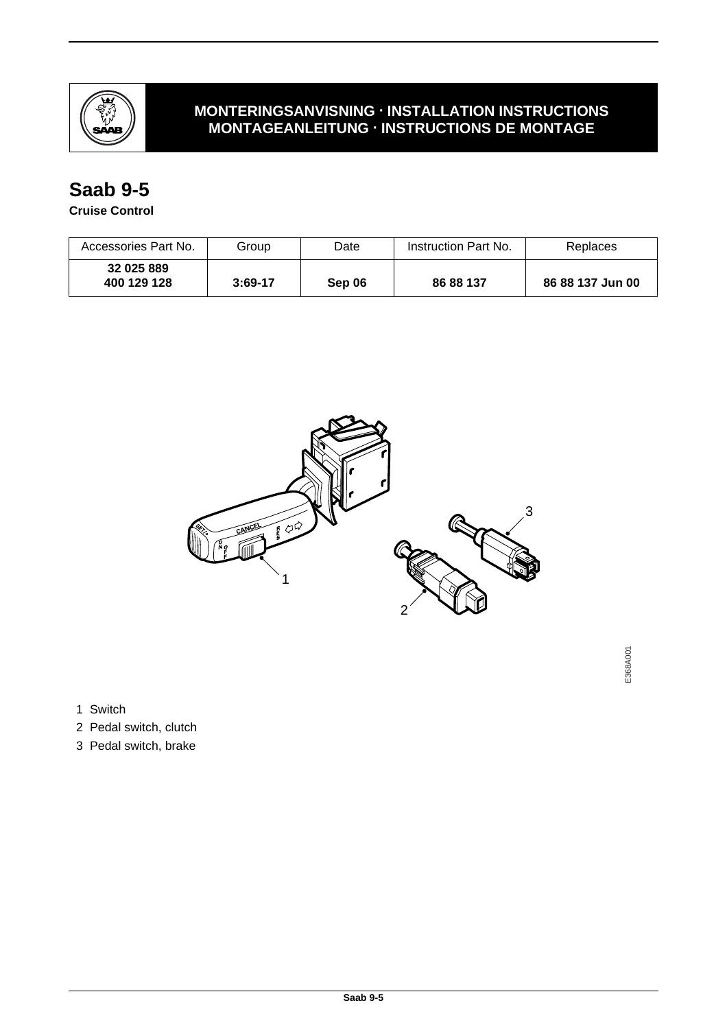**MONTERINGSANVISNING · INSTALLATION INSTRUCTIONS**
**MONTAGEANLEITUNG · INSTRUCTIONS DE MONTAGE**

# Saab 9-5

**Cruise Control**

| Accessories Part No. | Group | Date | Instruction Part No. | Replaces |
|---|---|---|---|---|
| **32 025 889**<br>**400 129 128** | **3:69-17** | **Sep 06** | **86 88 137** | **86 88 137 Jun 00** |

E368A001

1 Switch
2 Pedal switch, clutch
3 Pedal switch, brake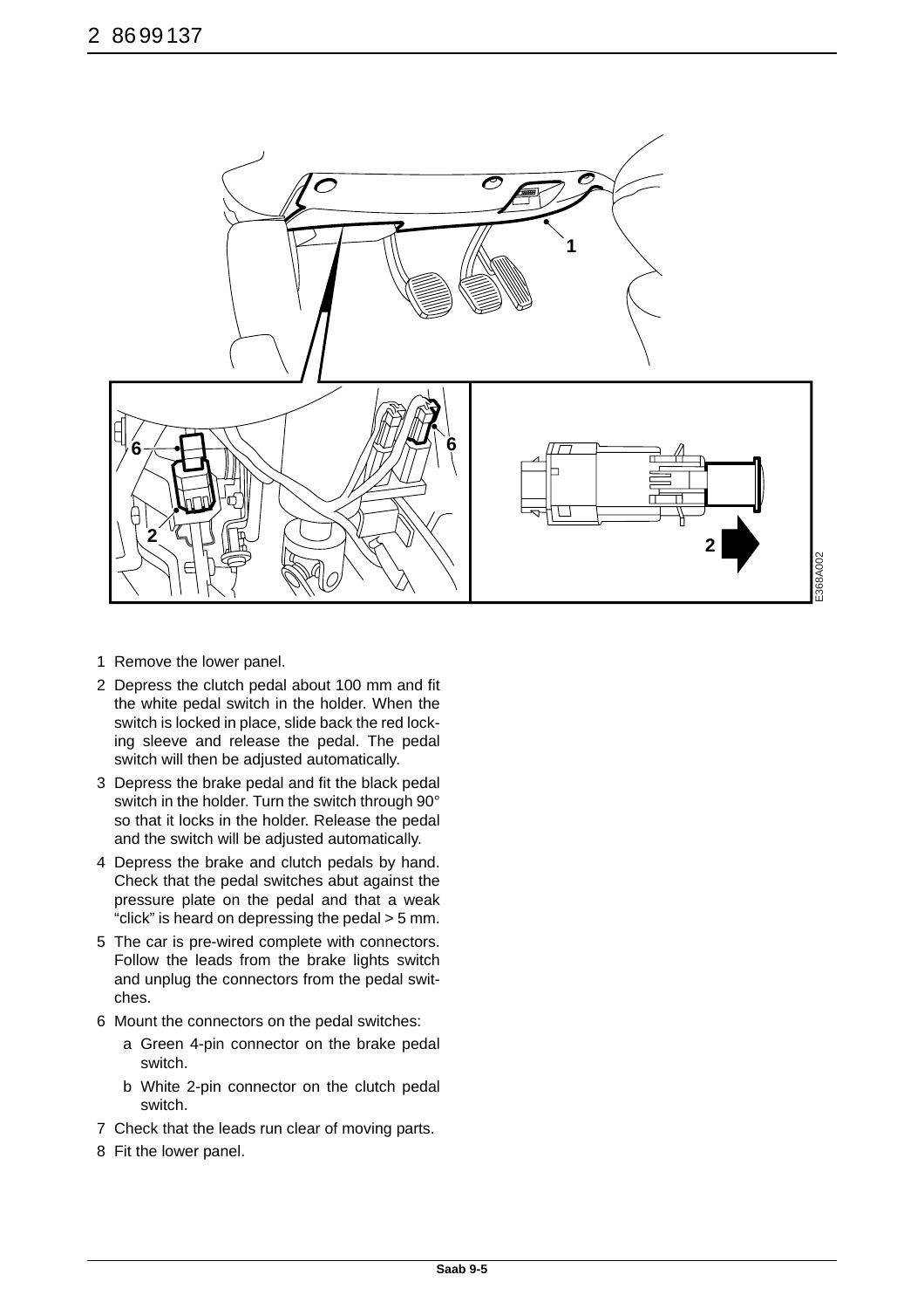1. Remove the lower panel.
2. Depress the clutch pedal about 100 mm and fit the white pedal switch in the holder. When the switch is locked in place, slide back the red locking sleeve and release the pedal. The pedal switch will then be adjusted automatically.
3. Depress the brake pedal and fit the black pedal switch in the holder. Turn the switch through 90° so that it locks in the holder. Release the pedal and the switch will be adjusted automatically.
4. Depress the brake and clutch pedals by hand. Check that the pedal switches abut against the pressure plate on the pedal and that a weak "click" is heard on depressing the pedal > 5 mm.
5. The car is pre-wired complete with connectors. Follow the leads from the brake lights switch and unplug the connectors from the pedal switches.
6. Mount the connectors on the pedal switches:
   a. Green 4-pin connector on the brake pedal switch.
   b. White 2-pin connector on the clutch pedal switch.
7. Check that the leads run clear of moving parts.
8. Fit the lower panel.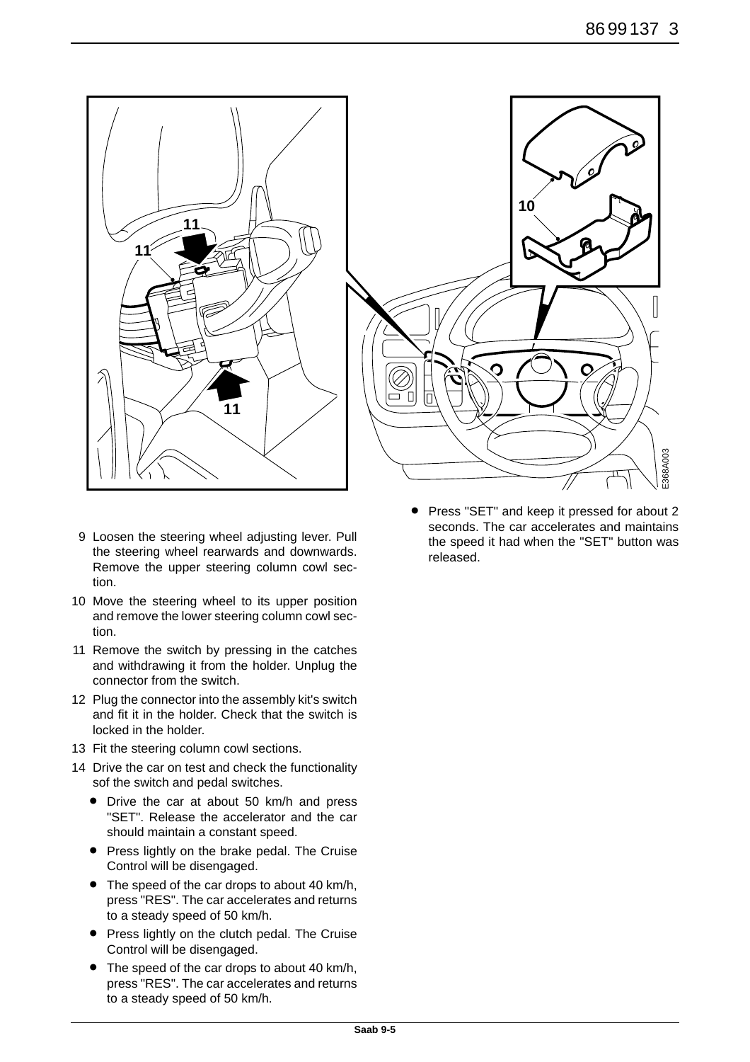9 Loosen the steering wheel adjusting lever. Pull the steering wheel rearwards and downwards. Remove the upper steering column cowl section.

10 Move the steering wheel to its upper position and remove the lower steering column cowl section.

11 Remove the switch by pressing in the catches and withdrawing it from the holder. Unplug the connector from the switch.

12 Plug the connector into the assembly kit's switch and fit it in the holder. Check that the switch is locked in the holder.

13 Fit the steering column cowl sections.

14 Drive the car on test and check the functionality sof the switch and pedal switches.

- Drive the car at about 50 km/h and press "SET". Release the accelerator and the car should maintain a constant speed.
- Press lightly on the brake pedal. The Cruise Control will be disengaged.
- The speed of the car drops to about 40 km/h, press "RES". The car accelerates and returns to a steady speed of 50 km/h.
- Press lightly on the clutch pedal. The Cruise Control will be disengaged.
- The speed of the car drops to about 40 km/h, press "RES". The car accelerates and returns to a steady speed of 50 km/h.
- Press "SET" and keep it pressed for about 2 seconds. The car accelerates and maintains the speed it had when the "SET" button was released.